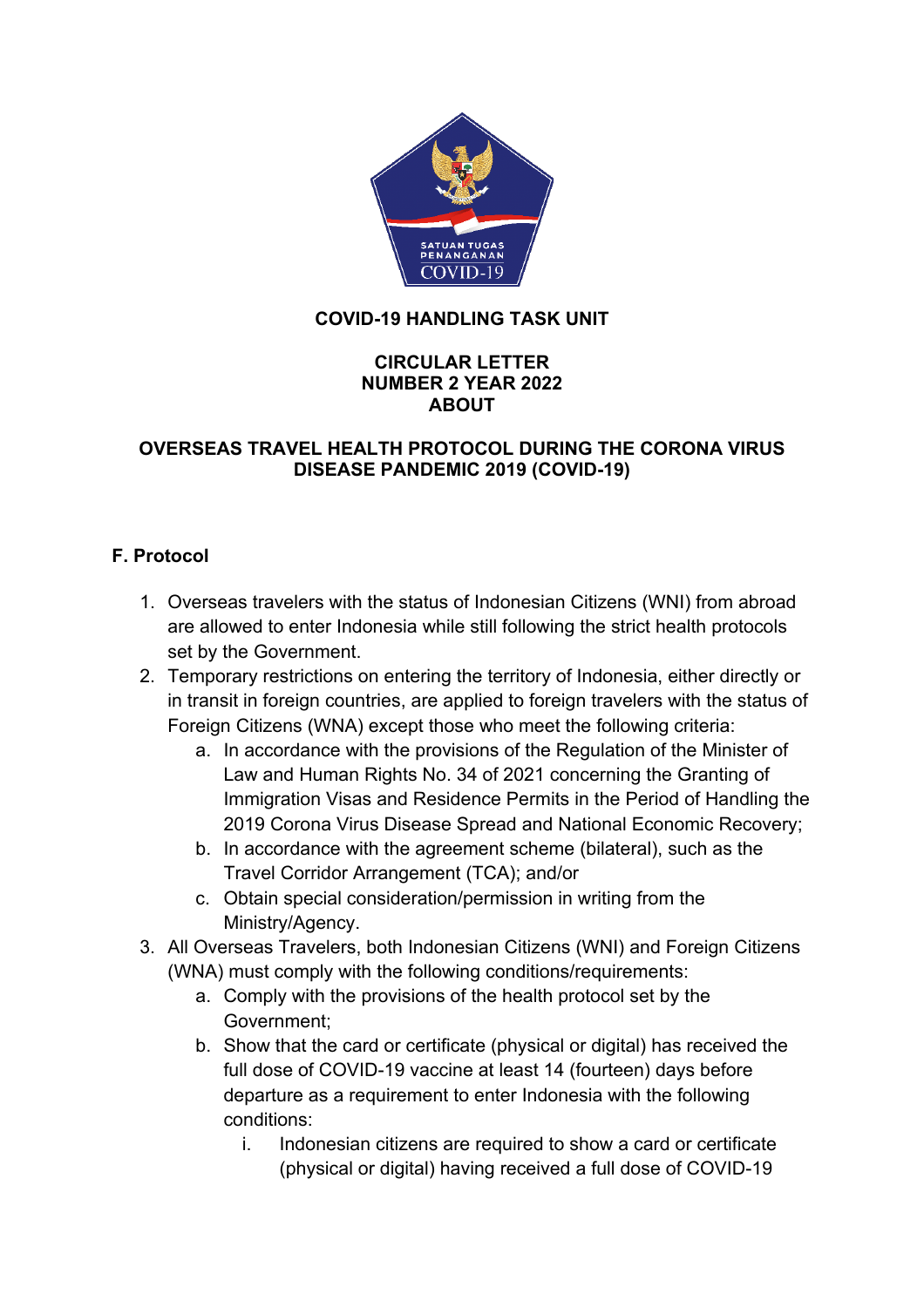**COVID-19 HANDLING TASK UNIT**

**CIRCULAR LETTER**
**NUMBER 2 YEAR 2022**
**ABOUT**

**OVERSEAS TRAVEL HEALTH PROTOCOL DURING THE CORONA VIRUS DISEASE PANDEMIC 2019 (COVID-19)**

## F. Protocol

1. Overseas travelers with the status of Indonesian Citizens (WNI) from abroad are allowed to enter Indonesia while still following the strict health protocols set by the Government.
2. Temporary restrictions on entering the territory of Indonesia, either directly or in transit in foreign countries, are applied to foreign travelers with the status of Foreign Citizens (WNA) except those who meet the following criteria:
   a. In accordance with the provisions of the Regulation of the Minister of Law and Human Rights No. 34 of 2021 concerning the Granting of Immigration Visas and Residence Permits in the Period of Handling the 2019 Corona Virus Disease Spread and National Economic Recovery;
   b. In accordance with the agreement scheme (bilateral), such as the Travel Corridor Arrangement (TCA); and/or
   c. Obtain special consideration/permission in writing from the Ministry/Agency.
3. All Overseas Travelers, both Indonesian Citizens (WNI) and Foreign Citizens (WNA) must comply with the following conditions/requirements:
   a. Comply with the provisions of the health protocol set by the Government;
   b. Show that the card or certificate (physical or digital) has received the full dose of COVID-19 vaccine at least 14 (fourteen) days before departure as a requirement to enter Indonesia with the following conditions:
      i. Indonesian citizens are required to show a card or certificate (physical or digital) having received a full dose of COVID-19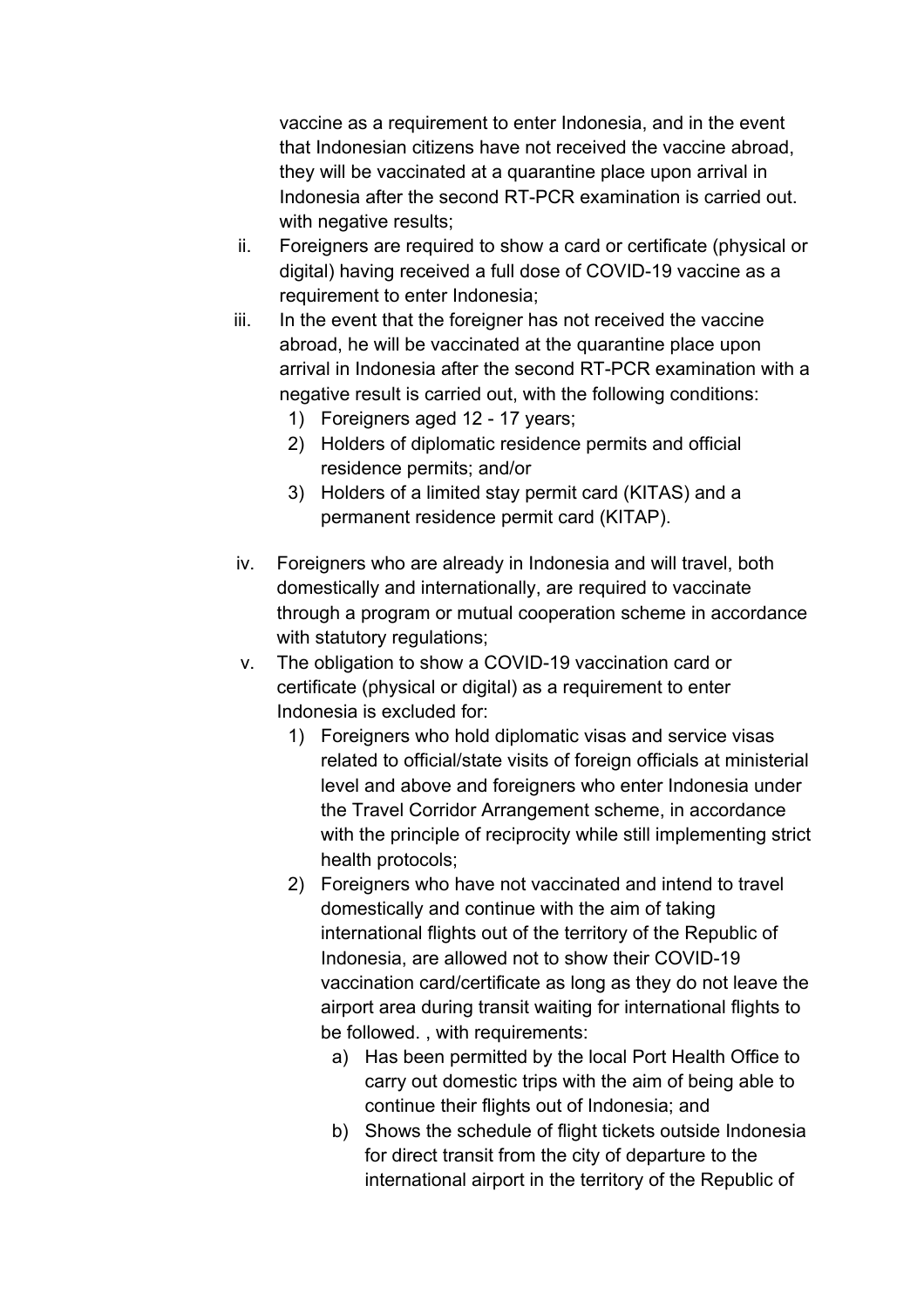vaccine as a requirement to enter Indonesia, and in the event that Indonesian citizens have not received the vaccine abroad, they will be vaccinated at a quarantine place upon arrival in Indonesia after the second RT-PCR examination is carried out. with negative results;

ii. Foreigners are required to show a card or certificate (physical or digital) having received a full dose of COVID-19 vaccine as a requirement to enter Indonesia;

iii. In the event that the foreigner has not received the vaccine abroad, he will be vaccinated at the quarantine place upon arrival in Indonesia after the second RT-PCR examination with a negative result is carried out, with the following conditions:
   1) Foreigners aged 12 - 17 years;
   2) Holders of diplomatic residence permits and official residence permits; and/or
   3) Holders of a limited stay permit card (KITAS) and a permanent residence permit card (KITAP).

iv. Foreigners who are already in Indonesia and will travel, both domestically and internationally, are required to vaccinate through a program or mutual cooperation scheme in accordance with statutory regulations;

v. The obligation to show a COVID-19 vaccination card or certificate (physical or digital) as a requirement to enter Indonesia is excluded for:
   1) Foreigners who hold diplomatic visas and service visas related to official/state visits of foreign officials at ministerial level and above and foreigners who enter Indonesia under the Travel Corridor Arrangement scheme, in accordance with the principle of reciprocity while still implementing strict health protocols;
   2) Foreigners who have not vaccinated and intend to travel domestically and continue with the aim of taking international flights out of the territory of the Republic of Indonesia, are allowed not to show their COVID-19 vaccination card/certificate as long as they do not leave the airport area during transit waiting for international flights to be followed. , with requirements:
      a) Has been permitted by the local Port Health Office to carry out domestic trips with the aim of being able to continue their flights out of Indonesia; and
      b) Shows the schedule of flight tickets outside Indonesia for direct transit from the city of departure to the international airport in the territory of the Republic of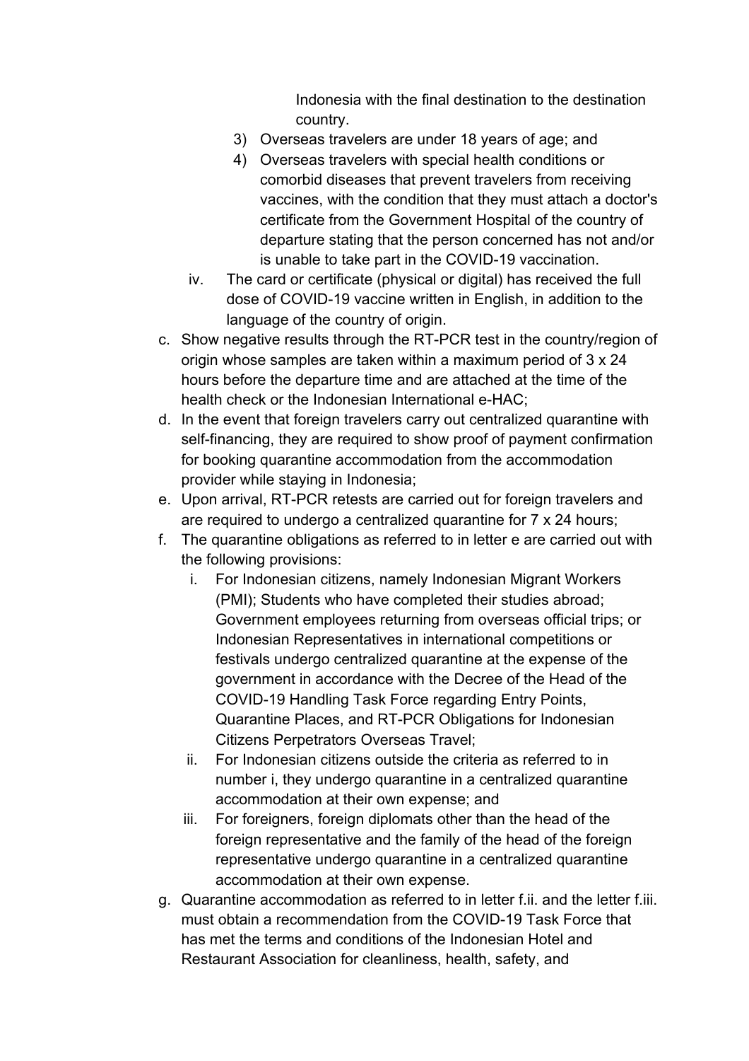Indonesia with the final destination to the destination country.

3) Overseas travelers are under 18 years of age; and
4) Overseas travelers with special health conditions or comorbid diseases that prevent travelers from receiving vaccines, with the condition that they must attach a doctor's certificate from the Government Hospital of the country of departure stating that the person concerned has not and/or is unable to take part in the COVID-19 vaccination.

iv. The card or certificate (physical or digital) has received the full dose of COVID-19 vaccine written in English, in addition to the language of the country of origin.

c. Show negative results through the RT-PCR test in the country/region of origin whose samples are taken within a maximum period of 3 x 24 hours before the departure time and are attached at the time of the health check or the Indonesian International e-HAC;
d. In the event that foreign travelers carry out centralized quarantine with self-financing, they are required to show proof of payment confirmation for booking quarantine accommodation from the accommodation provider while staying in Indonesia;
e. Upon arrival, RT-PCR retests are carried out for foreign travelers and are required to undergo a centralized quarantine for 7 x 24 hours;
f. The quarantine obligations as referred to in letter e are carried out with the following provisions:
   i. For Indonesian citizens, namely Indonesian Migrant Workers (PMI); Students who have completed their studies abroad; Government employees returning from overseas official trips; or Indonesian Representatives in international competitions or festivals undergo centralized quarantine at the expense of the government in accordance with the Decree of the Head of the COVID-19 Handling Task Force regarding Entry Points, Quarantine Places, and RT-PCR Obligations for Indonesian Citizens Perpetrators Overseas Travel;
   ii. For Indonesian citizens outside the criteria as referred to in number i, they undergo quarantine in a centralized quarantine accommodation at their own expense; and
   iii. For foreigners, foreign diplomats other than the head of the foreign representative and the family of the head of the foreign representative undergo quarantine in a centralized quarantine accommodation at their own expense.
g. Quarantine accommodation as referred to in letter f.ii. and the letter f.iii. must obtain a recommendation from the COVID-19 Task Force that has met the terms and conditions of the Indonesian Hotel and Restaurant Association for cleanliness, health, safety, and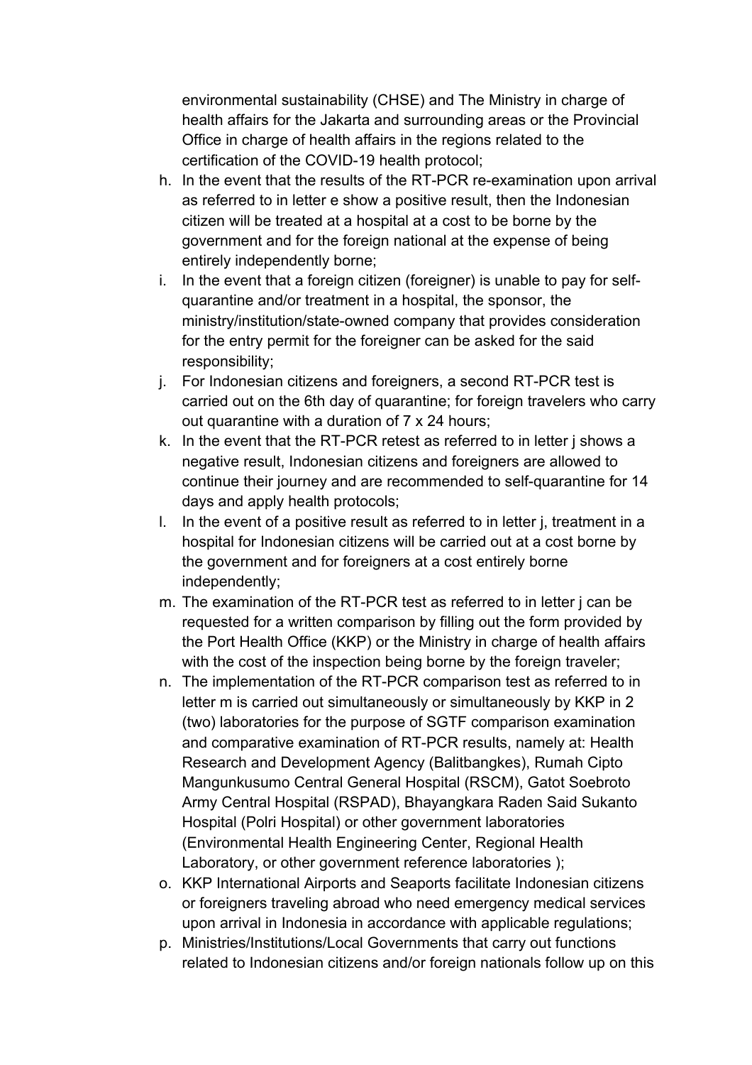environmental sustainability (CHSE) and The Ministry in charge of health affairs for the Jakarta and surrounding areas or the Provincial Office in charge of health affairs in the regions related to the certification of the COVID-19 health protocol;

h. In the event that the results of the RT-PCR re-examination upon arrival as referred to in letter e show a positive result, then the Indonesian citizen will be treated at a hospital at a cost to be borne by the government and for the foreign national at the expense of being entirely independently borne;
i. In the event that a foreign citizen (foreigner) is unable to pay for self-quarantine and/or treatment in a hospital, the sponsor, the ministry/institution/state-owned company that provides consideration for the entry permit for the foreigner can be asked for the said responsibility;
j. For Indonesian citizens and foreigners, a second RT-PCR test is carried out on the 6th day of quarantine; for foreign travelers who carry out quarantine with a duration of 7 x 24 hours;
k. In the event that the RT-PCR retest as referred to in letter j shows a negative result, Indonesian citizens and foreigners are allowed to continue their journey and are recommended to self-quarantine for 14 days and apply health protocols;
l. In the event of a positive result as referred to in letter j, treatment in a hospital for Indonesian citizens will be carried out at a cost borne by the government and for foreigners at a cost entirely borne independently;
m. The examination of the RT-PCR test as referred to in letter j can be requested for a written comparison by filling out the form provided by the Port Health Office (KKP) or the Ministry in charge of health affairs with the cost of the inspection being borne by the foreign traveler;
n. The implementation of the RT-PCR comparison test as referred to in letter m is carried out simultaneously or simultaneously by KKP in 2 (two) laboratories for the purpose of SGTF comparison examination and comparative examination of RT-PCR results, namely at: Health Research and Development Agency (Balitbangkes), Rumah Cipto Mangunkusumo Central General Hospital (RSCM), Gatot Soebroto Army Central Hospital (RSPAD), Bhayangkara Raden Said Sukanto Hospital (Polri Hospital) or other government laboratories (Environmental Health Engineering Center, Regional Health Laboratory, or other government reference laboratories );
o. KKP International Airports and Seaports facilitate Indonesian citizens or foreigners traveling abroad who need emergency medical services upon arrival in Indonesia in accordance with applicable regulations;
p. Ministries/Institutions/Local Governments that carry out functions related to Indonesian citizens and/or foreign nationals follow up on this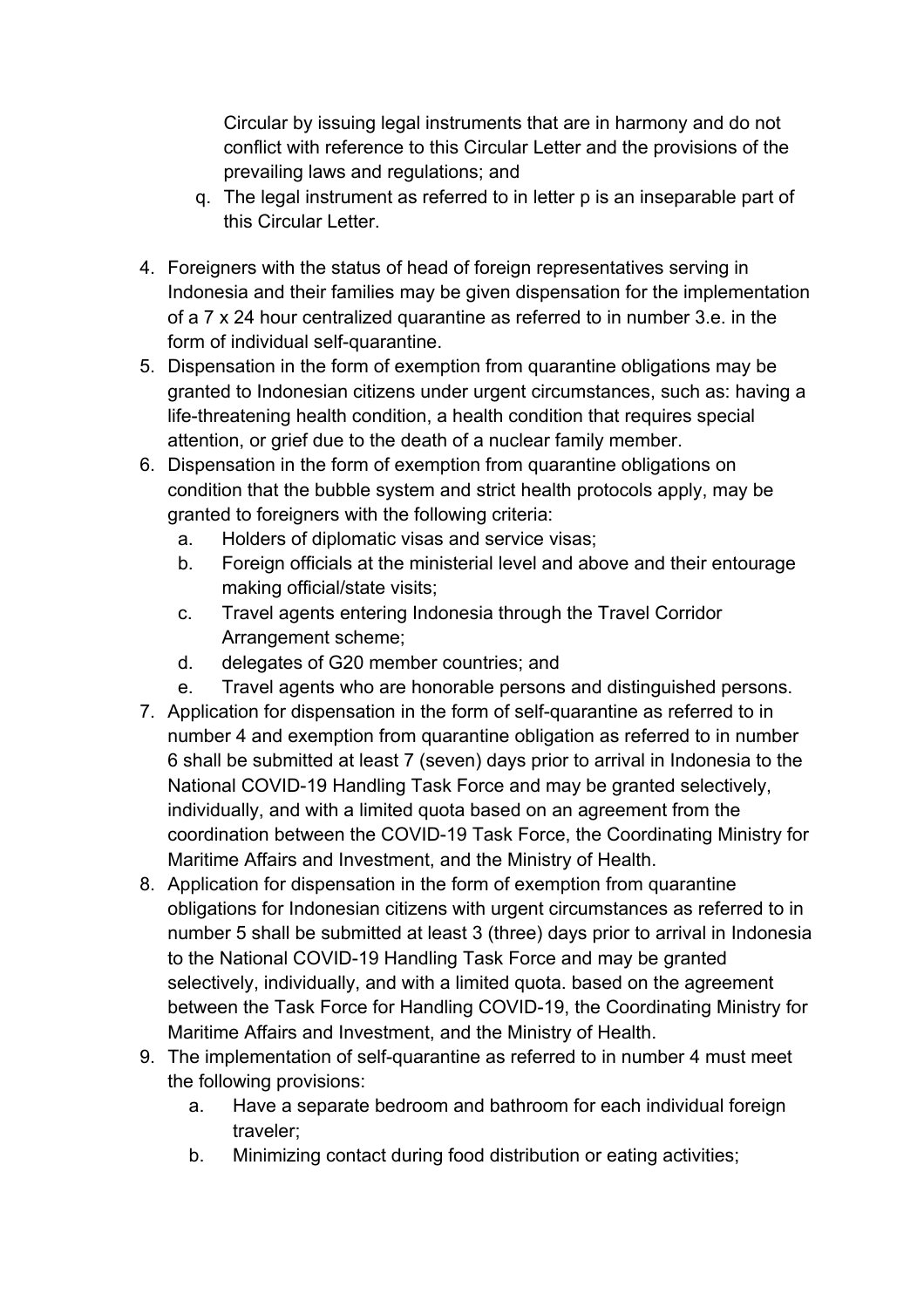Circular by issuing legal instruments that are in harmony and do not conflict with reference to this Circular Letter and the provisions of the prevailing laws and regulations; and

q. The legal instrument as referred to in letter p is an inseparable part of this Circular Letter.

4. Foreigners with the status of head of foreign representatives serving in Indonesia and their families may be given dispensation for the implementation of a 7 x 24 hour centralized quarantine as referred to in number 3.e. in the form of individual self-quarantine.
5. Dispensation in the form of exemption from quarantine obligations may be granted to Indonesian citizens under urgent circumstances, such as: having a life-threatening health condition, a health condition that requires special attention, or grief due to the death of a nuclear family member.
6. Dispensation in the form of exemption from quarantine obligations on condition that the bubble system and strict health protocols apply, may be granted to foreigners with the following criteria:
   a. Holders of diplomatic visas and service visas;
   b. Foreign officials at the ministerial level and above and their entourage making official/state visits;
   c. Travel agents entering Indonesia through the Travel Corridor Arrangement scheme;
   d. delegates of G20 member countries; and
   e. Travel agents who are honorable persons and distinguished persons.
7. Application for dispensation in the form of self-quarantine as referred to in number 4 and exemption from quarantine obligation as referred to in number 6 shall be submitted at least 7 (seven) days prior to arrival in Indonesia to the National COVID-19 Handling Task Force and may be granted selectively, individually, and with a limited quota based on an agreement from the coordination between the COVID-19 Task Force, the Coordinating Ministry for Maritime Affairs and Investment, and the Ministry of Health.
8. Application for dispensation in the form of exemption from quarantine obligations for Indonesian citizens with urgent circumstances as referred to in number 5 shall be submitted at least 3 (three) days prior to arrival in Indonesia to the National COVID-19 Handling Task Force and may be granted selectively, individually, and with a limited quota. based on the agreement between the Task Force for Handling COVID-19, the Coordinating Ministry for Maritime Affairs and Investment, and the Ministry of Health.
9. The implementation of self-quarantine as referred to in number 4 must meet the following provisions:
   a. Have a separate bedroom and bathroom for each individual foreign traveler;
   b. Minimizing contact during food distribution or eating activities;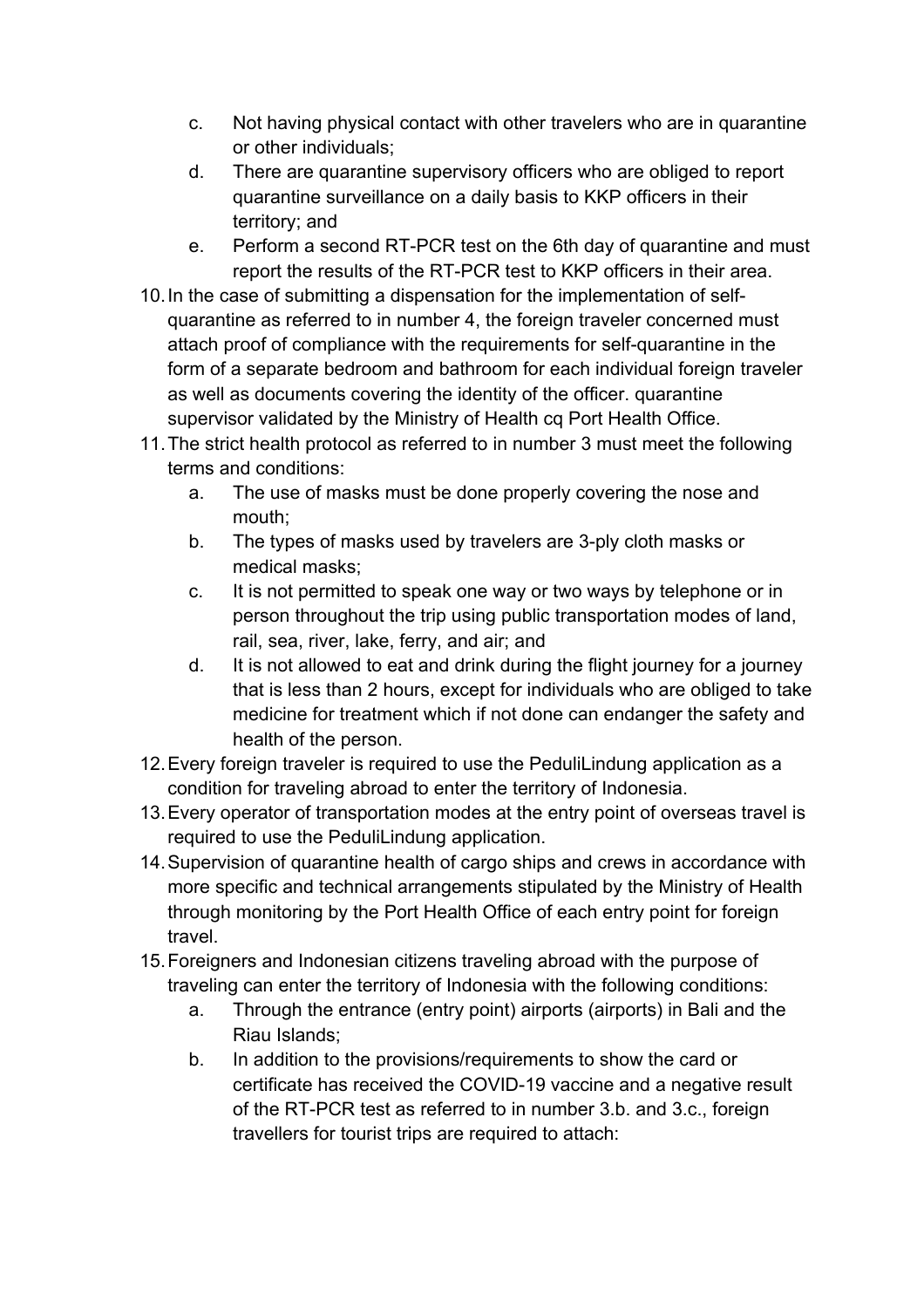c. Not having physical contact with other travelers who are in quarantine or other individuals;
   d. There are quarantine supervisory officers who are obliged to report quarantine surveillance on a daily basis to KKP officers in their territory; and
   e. Perform a second RT-PCR test on the 6th day of quarantine and must report the results of the RT-PCR test to KKP officers in their area.

10. In the case of submitting a dispensation for the implementation of self-quarantine as referred to in number 4, the foreign traveler concerned must attach proof of compliance with the requirements for self-quarantine in the form of a separate bedroom and bathroom for each individual foreign traveler as well as documents covering the identity of the officer. quarantine supervisor validated by the Ministry of Health cq Port Health Office.
11. The strict health protocol as referred to in number 3 must meet the following terms and conditions:
    a. The use of masks must be done properly covering the nose and mouth;
    b. The types of masks used by travelers are 3-ply cloth masks or medical masks;
    c. It is not permitted to speak one way or two ways by telephone or in person throughout the trip using public transportation modes of land, rail, sea, river, lake, ferry, and air; and
    d. It is not allowed to eat and drink during the flight journey for a journey that is less than 2 hours, except for individuals who are obliged to take medicine for treatment which if not done can endanger the safety and health of the person.
12. Every foreign traveler is required to use the PeduliLindung application as a condition for traveling abroad to enter the territory of Indonesia.
13. Every operator of transportation modes at the entry point of overseas travel is required to use the PeduliLindung application.
14. Supervision of quarantine health of cargo ships and crews in accordance with more specific and technical arrangements stipulated by the Ministry of Health through monitoring by the Port Health Office of each entry point for foreign travel.
15. Foreigners and Indonesian citizens traveling abroad with the purpose of traveling can enter the territory of Indonesia with the following conditions:
    a. Through the entrance (entry point) airports (airports) in Bali and the Riau Islands;
    b. In addition to the provisions/requirements to show the card or certificate has received the COVID-19 vaccine and a negative result of the RT-PCR test as referred to in number 3.b. and 3.c., foreign travellers for tourist trips are required to attach: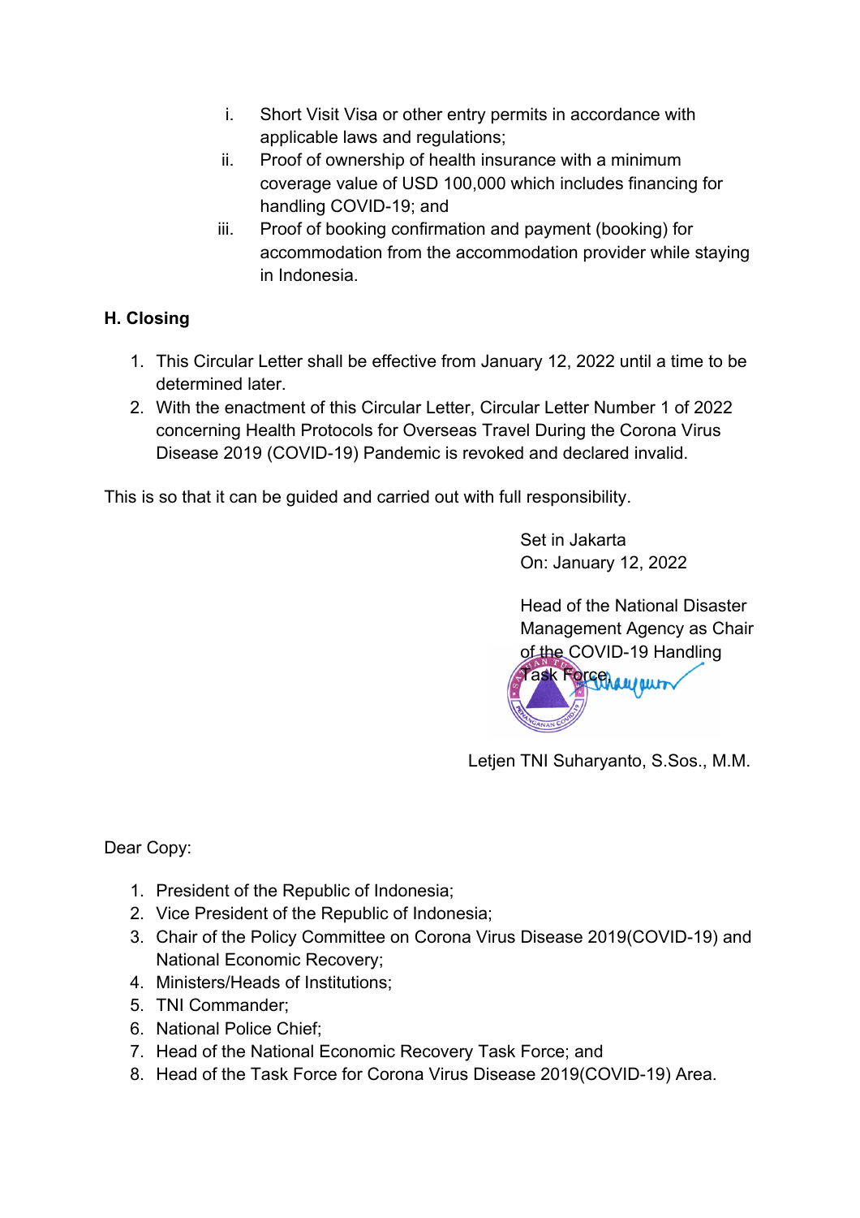i. Short Visit Visa or other entry permits in accordance with applicable laws and regulations;
ii. Proof of ownership of health insurance with a minimum coverage value of USD 100,000 which includes financing for handling COVID-19; and
iii. Proof of booking confirmation and payment (booking) for accommodation from the accommodation provider while staying in Indonesia.

**H. Closing**

1. This Circular Letter shall be effective from January 12, 2022 until a time to be determined later.
2. With the enactment of this Circular Letter, Circular Letter Number 1 of 2022 concerning Health Protocols for Overseas Travel During the Corona Virus Disease 2019 (COVID-19) Pandemic is revoked and declared invalid.

This is so that it can be guided and carried out with full responsibility.

Set in Jakarta
On: January 12, 2022

Head of the National Disaster Management Agency as Chair of the COVID-19 Handling Task Force,

Letjen TNI Suharyanto, S.Sos., M.M.

Dear Copy:

1. President of the Republic of Indonesia;
2. Vice President of the Republic of Indonesia;
3. Chair of the Policy Committee on Corona Virus Disease 2019(COVID-19) and National Economic Recovery;
4. Ministers/Heads of Institutions;
5. TNI Commander;
6. National Police Chief;
7. Head of the National Economic Recovery Task Force; and
8. Head of the Task Force for Corona Virus Disease 2019(COVID-19) Area.